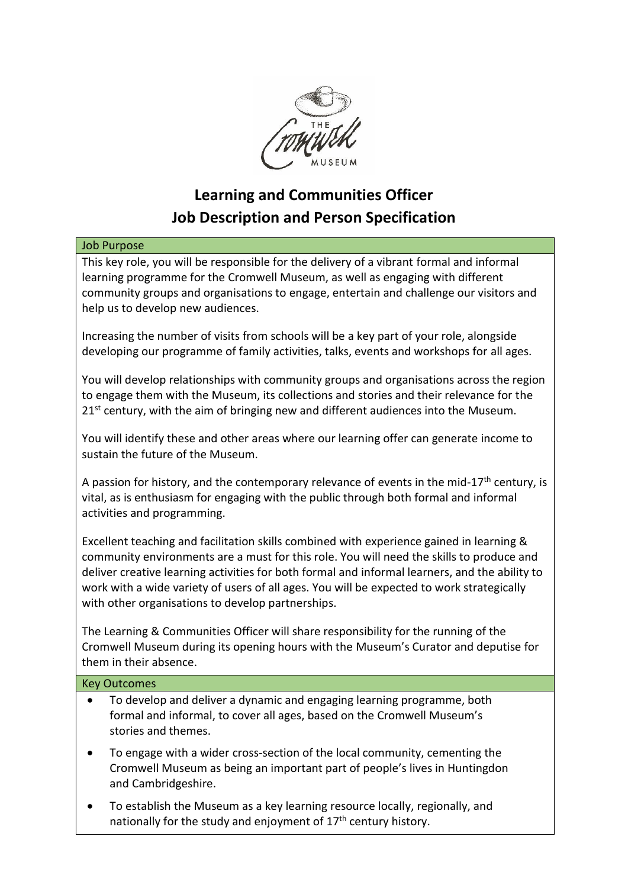# Learning and Communities Officer
# Job Description and Person Specification

## Job Purpose

This key role, you will be responsible for the delivery of a vibrant formal and informal learning programme for the Cromwell Museum, as well as engaging with different community groups and organisations to engage, entertain and challenge our visitors and help us to develop new audiences.

Increasing the number of visits from schools will be a key part of your role, alongside developing our programme of family activities, talks, events and workshops for all ages.

You will develop relationships with community groups and organisations across the region to engage them with the Museum, its collections and stories and their relevance for the 21st century, with the aim of bringing new and different audiences into the Museum.

You will identify these and other areas where our learning offer can generate income to sustain the future of the Museum.

A passion for history, and the contemporary relevance of events in the mid-17th century, is vital, as is enthusiasm for engaging with the public through both formal and informal activities and programming.

Excellent teaching and facilitation skills combined with experience gained in learning & community environments are a must for this role. You will need the skills to produce and deliver creative learning activities for both formal and informal learners, and the ability to work with a wide variety of users of all ages. You will be expected to work strategically with other organisations to develop partnerships.

The Learning & Communities Officer will share responsibility for the running of the Cromwell Museum during its opening hours with the Museum's Curator and deputise for them in their absence.

## Key Outcomes

- To develop and deliver a dynamic and engaging learning programme, both formal and informal, to cover all ages, based on the Cromwell Museum's stories and themes.
- To engage with a wider cross-section of the local community, cementing the Cromwell Museum as being an important part of people's lives in Huntingdon and Cambridgeshire.
- To establish the Museum as a key learning resource locally, regionally, and nationally for the study and enjoyment of 17th century history.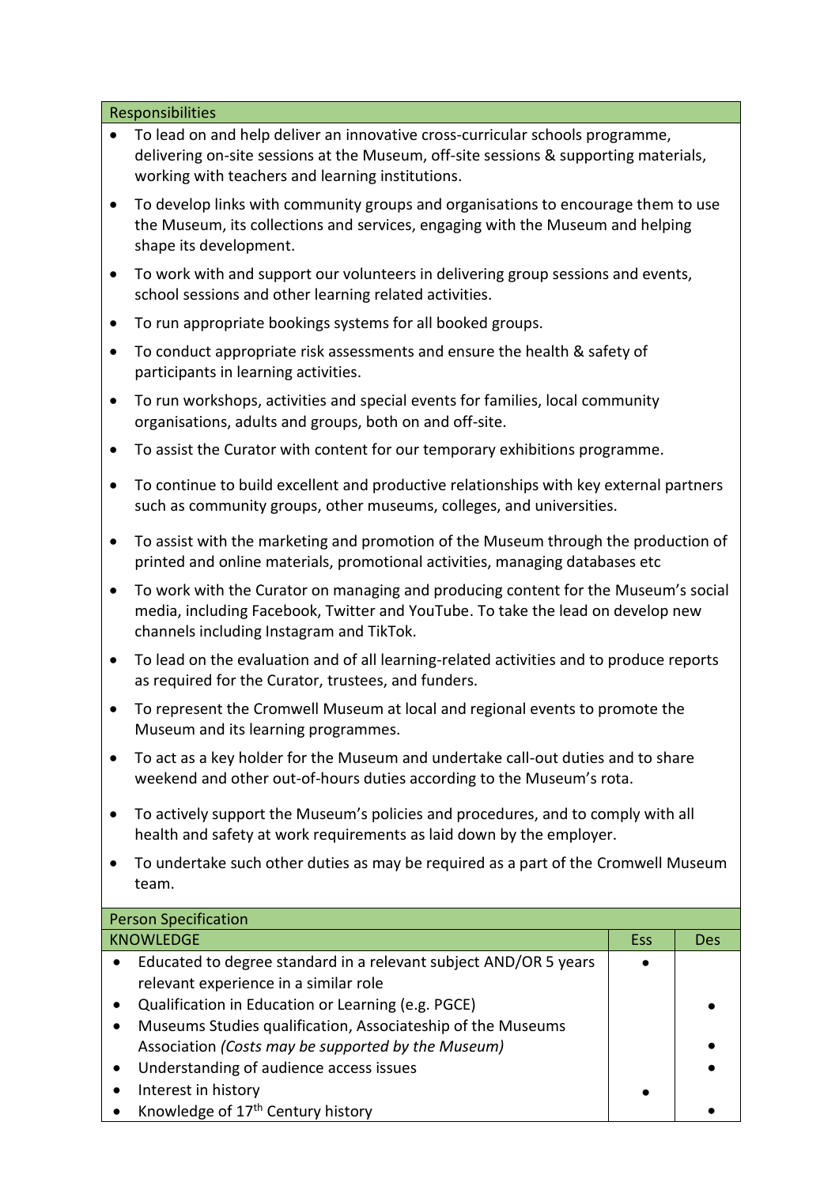## Responsibilities

- To lead on and help deliver an innovative cross-curricular schools programme, delivering on-site sessions at the Museum, off-site sessions & supporting materials, working with teachers and learning institutions.
- To develop links with community groups and organisations to encourage them to use the Museum, its collections and services, engaging with the Museum and helping shape its development.
- To work with and support our volunteers in delivering group sessions and events, school sessions and other learning related activities.
- To run appropriate bookings systems for all booked groups.
- To conduct appropriate risk assessments and ensure the health & safety of participants in learning activities.
- To run workshops, activities and special events for families, local community organisations, adults and groups, both on and off-site.
- To assist the Curator with content for our temporary exhibitions programme.
- To continue to build excellent and productive relationships with key external partners such as community groups, other museums, colleges, and universities.
- To assist with the marketing and promotion of the Museum through the production of printed and online materials, promotional activities, managing databases etc
- To work with the Curator on managing and producing content for the Museum's social media, including Facebook, Twitter and YouTube. To take the lead on develop new channels including Instagram and TikTok.
- To lead on the evaluation and of all learning-related activities and to produce reports as required for the Curator, trustees, and funders.
- To represent the Cromwell Museum at local and regional events to promote the Museum and its learning programmes.
- To act as a key holder for the Museum and undertake call-out duties and to share weekend and other out-of-hours duties according to the Museum's rota.
- To actively support the Museum's policies and procedures, and to comply with all health and safety at work requirements as laid down by the employer.
- To undertake such other duties as may be required as a part of the Cromwell Museum team.

## Person Specification

| KNOWLEDGE | Ess | Des |
|---|---|---|
| • Educated to degree standard in a relevant subject AND/OR 5 years relevant experience in a similar role | • | |
| • Qualification in Education or Learning (e.g. PGCE) | | • |
| • Museums Studies qualification, Associateship of the Museums Association *(Costs may be supported by the Museum)* | | • |
| • Understanding of audience access issues | | • |
| • Interest in history | • | |
| • Knowledge of 17th Century history | | • |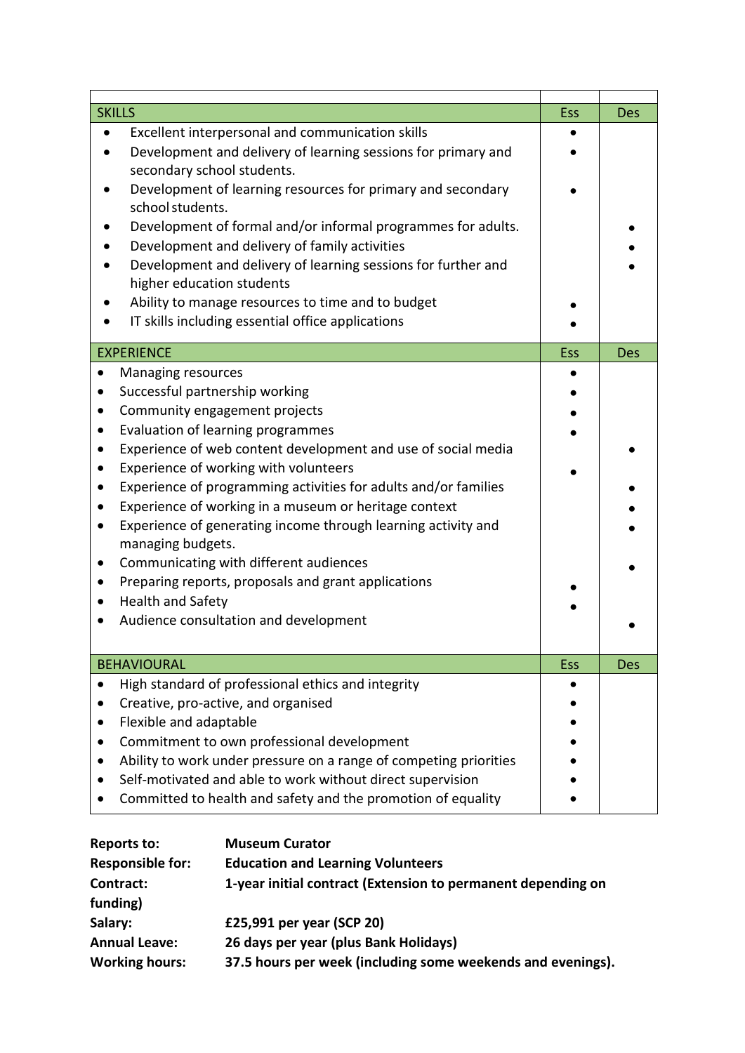| | Ess | Des |
|---|---|---|
| **SKILLS** | **Ess** | **Des** |
| • Excellent interpersonal and communication skills | • | |
| • Development and delivery of learning sessions for primary and secondary school students. | • | |
| • Development of learning resources for primary and secondary school students. | • | |
| • Development of formal and/or informal programmes for adults. | | • |
| • Development and delivery of family activities | | • |
| • Development and delivery of learning sessions for further and higher education students | | • |
| • Ability to manage resources to time and to budget | • | |
| • IT skills including essential office applications | • | |
| **EXPERIENCE** | **Ess** | **Des** |
| • Managing resources | • | |
| • Successful partnership working | • | |
| • Community engagement projects | • | |
| • Evaluation of learning programmes | • | |
| • Experience of web content development and use of social media | | • |
| • Experience of working with volunteers | • | |
| • Experience of programming activities for adults and/or families | | • |
| • Experience of working in a museum or heritage context | | • |
| • Experience of generating income through learning activity and managing budgets. | | • |
| • Communicating with different audiences | | • |
| • Preparing reports, proposals and grant applications | • | |
| • Health and Safety | • | |
| • Audience consultation and development | | • |
| **BEHAVIOURAL** | **Ess** | **Des** |
| • High standard of professional ethics and integrity | • | |
| • Creative, pro-active, and organised | • | |
| • Flexible and adaptable | • | |
| • Commitment to own professional development | • | |
| • Ability to work under pressure on a range of competing priorities | • | |
| • Self-motivated and able to work without direct supervision | • | |
| • Committed to health and safety and the promotion of equality | • | |

**Reports to:** **Museum Curator**
**Responsible for:** **Education and Learning Volunteers**
**Contract:** **1-year initial contract (Extension to permanent depending on funding)**
**Salary:** **£25,991 per year (SCP 20)**
**Annual Leave:** **26 days per year (plus Bank Holidays)**
**Working hours:** **37.5 hours per week (including some weekends and evenings).**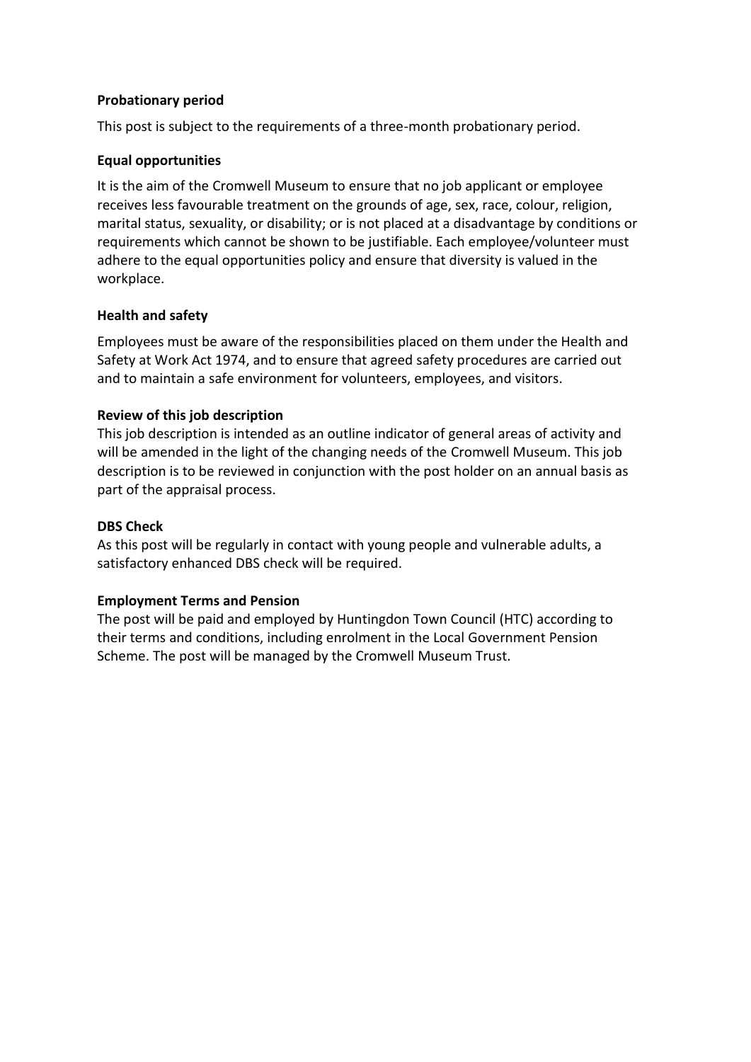**Probationary period**

This post is subject to the requirements of a three-month probationary period.

**Equal opportunities**

It is the aim of the Cromwell Museum to ensure that no job applicant or employee receives less favourable treatment on the grounds of age, sex, race, colour, religion, marital status, sexuality, or disability; or is not placed at a disadvantage by conditions or requirements which cannot be shown to be justifiable. Each employee/volunteer must adhere to the equal opportunities policy and ensure that diversity is valued in the workplace.

**Health and safety**

Employees must be aware of the responsibilities placed on them under the Health and Safety at Work Act 1974, and to ensure that agreed safety procedures are carried out and to maintain a safe environment for volunteers, employees, and visitors.

**Review of this job description**

This job description is intended as an outline indicator of general areas of activity and will be amended in the light of the changing needs of the Cromwell Museum. This job description is to be reviewed in conjunction with the post holder on an annual basis as part of the appraisal process.

**DBS Check**

As this post will be regularly in contact with young people and vulnerable adults, a satisfactory enhanced DBS check will be required.

**Employment Terms and Pension**

The post will be paid and employed by Huntingdon Town Council (HTC) according to their terms and conditions, including enrolment in the Local Government Pension Scheme. The post will be managed by the Cromwell Museum Trust.